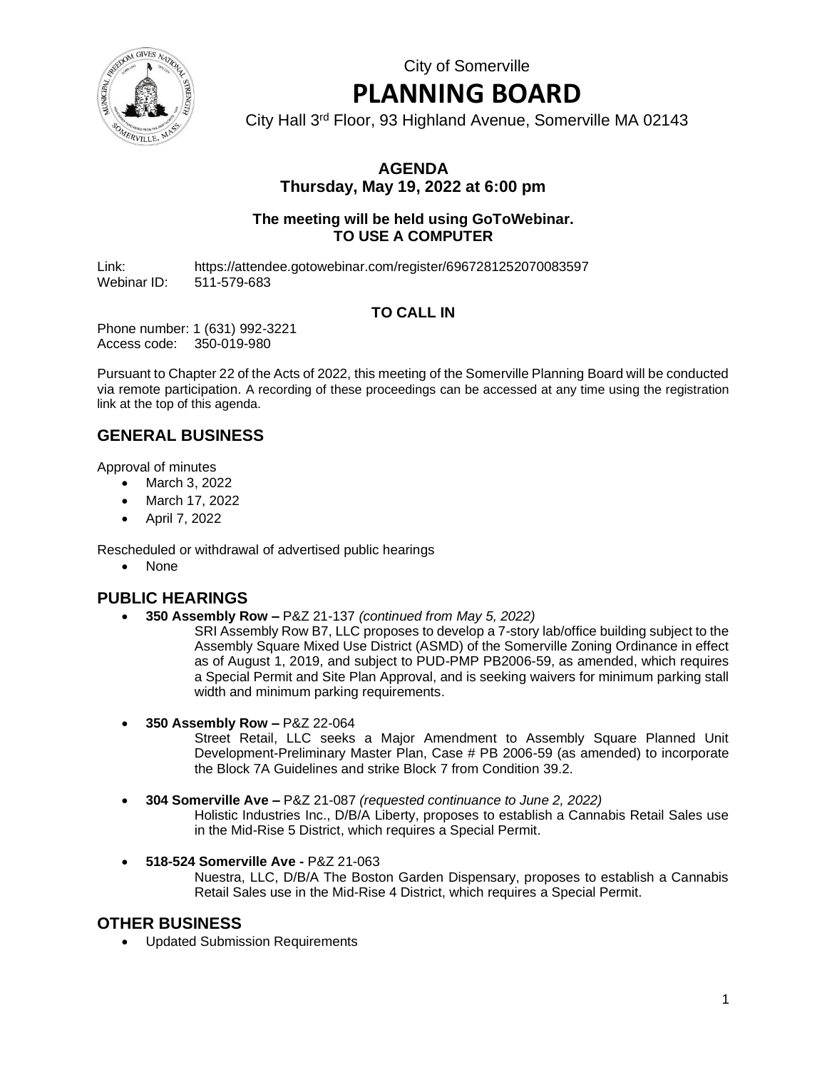City of Somerville

# PLANNING BOARD

City Hall 3rd Floor, 93 Highland Avenue, Somerville MA 02143

**AGENDA**
**Thursday, May 19, 2022 at 6:00 pm**

**The meeting will be held using GoToWebinar.**
**TO USE A COMPUTER**

Link: https://attendee.gotowebinar.com/register/6967281252070083597
Webinar ID: 511-579-683

**TO CALL IN**

Phone number: 1 (631) 992-3221
Access code: 350-019-980

Pursuant to Chapter 22 of the Acts of 2022, this meeting of the Somerville Planning Board will be conducted via remote participation. A recording of these proceedings can be accessed at any time using the registration link at the top of this agenda.

## GENERAL BUSINESS

Approval of minutes

- March 3, 2022
- March 17, 2022
- April 7, 2022

Rescheduled or withdrawal of advertised public hearings

- None

## PUBLIC HEARINGS

- **350 Assembly Row –** P&Z 21-137 *(continued from May 5, 2022)*
  SRI Assembly Row B7, LLC proposes to develop a 7-story lab/office building subject to the Assembly Square Mixed Use District (ASMD) of the Somerville Zoning Ordinance in effect as of August 1, 2019, and subject to PUD-PMP PB2006-59, as amended, which requires a Special Permit and Site Plan Approval, and is seeking waivers for minimum parking stall width and minimum parking requirements.

- **350 Assembly Row –** P&Z 22-064
  Street Retail, LLC seeks a Major Amendment to Assembly Square Planned Unit Development-Preliminary Master Plan, Case # PB 2006-59 (as amended) to incorporate the Block 7A Guidelines and strike Block 7 from Condition 39.2.

- **304 Somerville Ave –** P&Z 21-087 *(requested continuance to June 2, 2022)*
  Holistic Industries Inc., D/B/A Liberty, proposes to establish a Cannabis Retail Sales use in the Mid-Rise 5 District, which requires a Special Permit.

- **518-524 Somerville Ave -** P&Z 21-063
  Nuestra, LLC, D/B/A The Boston Garden Dispensary, proposes to establish a Cannabis Retail Sales use in the Mid-Rise 4 District, which requires a Special Permit.

## OTHER BUSINESS

- Updated Submission Requirements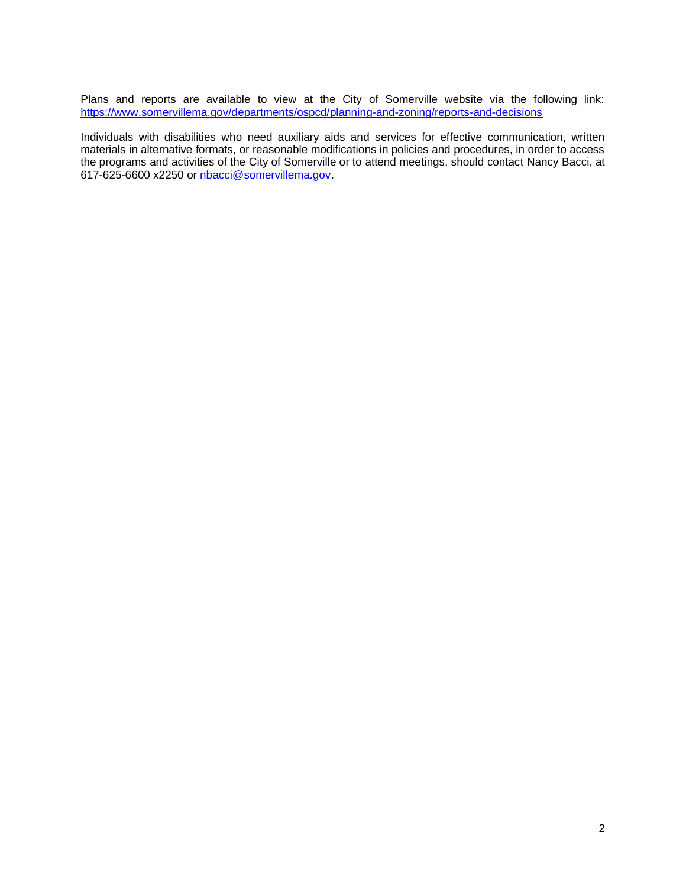Plans and reports are available to view at the City of Somerville website via the following link: https://www.somervillema.gov/departments/ospcd/planning-and-zoning/reports-and-decisions

Individuals with disabilities who need auxiliary aids and services for effective communication, written materials in alternative formats, or reasonable modifications in policies and procedures, in order to access the programs and activities of the City of Somerville or to attend meetings, should contact Nancy Bacci, at 617-625-6600 x2250 or nbacci@somervillema.gov.